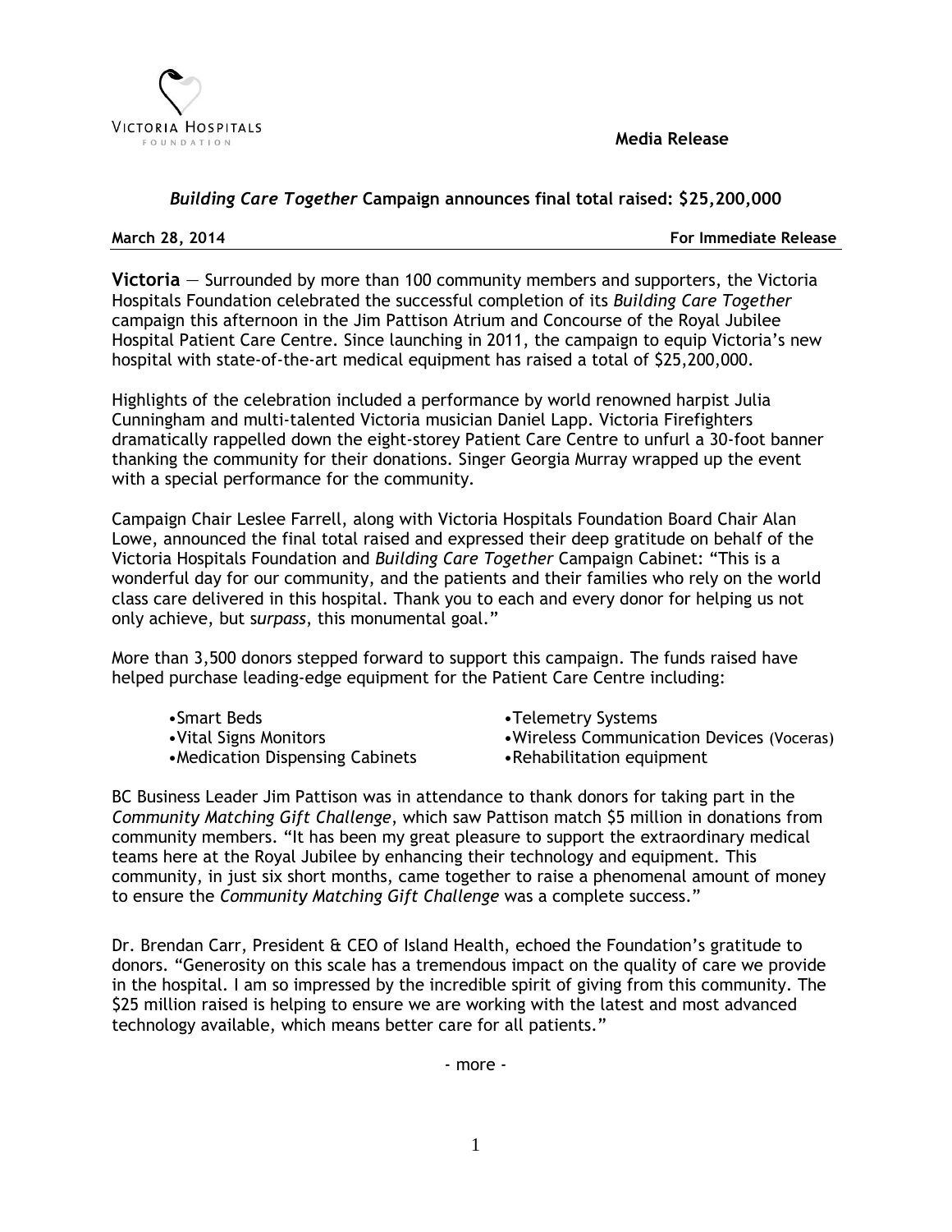VICTORIA HOSPITALS
FOUNDATION

**Media Release**

## *Building Care Together* Campaign announces final total raised: $25,200,000

**March 28, 2014** **For Immediate Release**

**Victoria** — Surrounded by more than 100 community members and supporters, the Victoria Hospitals Foundation celebrated the successful completion of its *Building Care Together* campaign this afternoon in the Jim Pattison Atrium and Concourse of the Royal Jubilee Hospital Patient Care Centre. Since launching in 2011, the campaign to equip Victoria's new hospital with state-of-the-art medical equipment has raised a total of $25,200,000.

Highlights of the celebration included a performance by world renowned harpist Julia Cunningham and multi-talented Victoria musician Daniel Lapp. Victoria Firefighters dramatically rappelled down the eight-storey Patient Care Centre to unfurl a 30-foot banner thanking the community for their donations. Singer Georgia Murray wrapped up the event with a special performance for the community.

Campaign Chair Leslee Farrell, along with Victoria Hospitals Foundation Board Chair Alan Lowe, announced the final total raised and expressed their deep gratitude on behalf of the Victoria Hospitals Foundation and *Building Care Together* Campaign Cabinet: "This is a wonderful day for our community, and the patients and their families who rely on the world class care delivered in this hospital. Thank you to each and every donor for helping us not only achieve, but *surpass*, this monumental goal."

More than 3,500 donors stepped forward to support this campaign. The funds raised have helped purchase leading-edge equipment for the Patient Care Centre including:

- Smart Beds
- Vital Signs Monitors
- Medication Dispensing Cabinets
- Telemetry Systems
- Wireless Communication Devices (Voceras)
- Rehabilitation equipment

BC Business Leader Jim Pattison was in attendance to thank donors for taking part in the *Community Matching Gift Challenge*, which saw Pattison match $5 million in donations from community members. "It has been my great pleasure to support the extraordinary medical teams here at the Royal Jubilee by enhancing their technology and equipment. This community, in just six short months, came together to raise a phenomenal amount of money to ensure the *Community Matching Gift Challenge* was a complete success."

Dr. Brendan Carr, President & CEO of Island Health, echoed the Foundation's gratitude to donors. "Generosity on this scale has a tremendous impact on the quality of care we provide in the hospital. I am so impressed by the incredible spirit of giving from this community. The $25 million raised is helping to ensure we are working with the latest and most advanced technology available, which means better care for all patients."

\- more -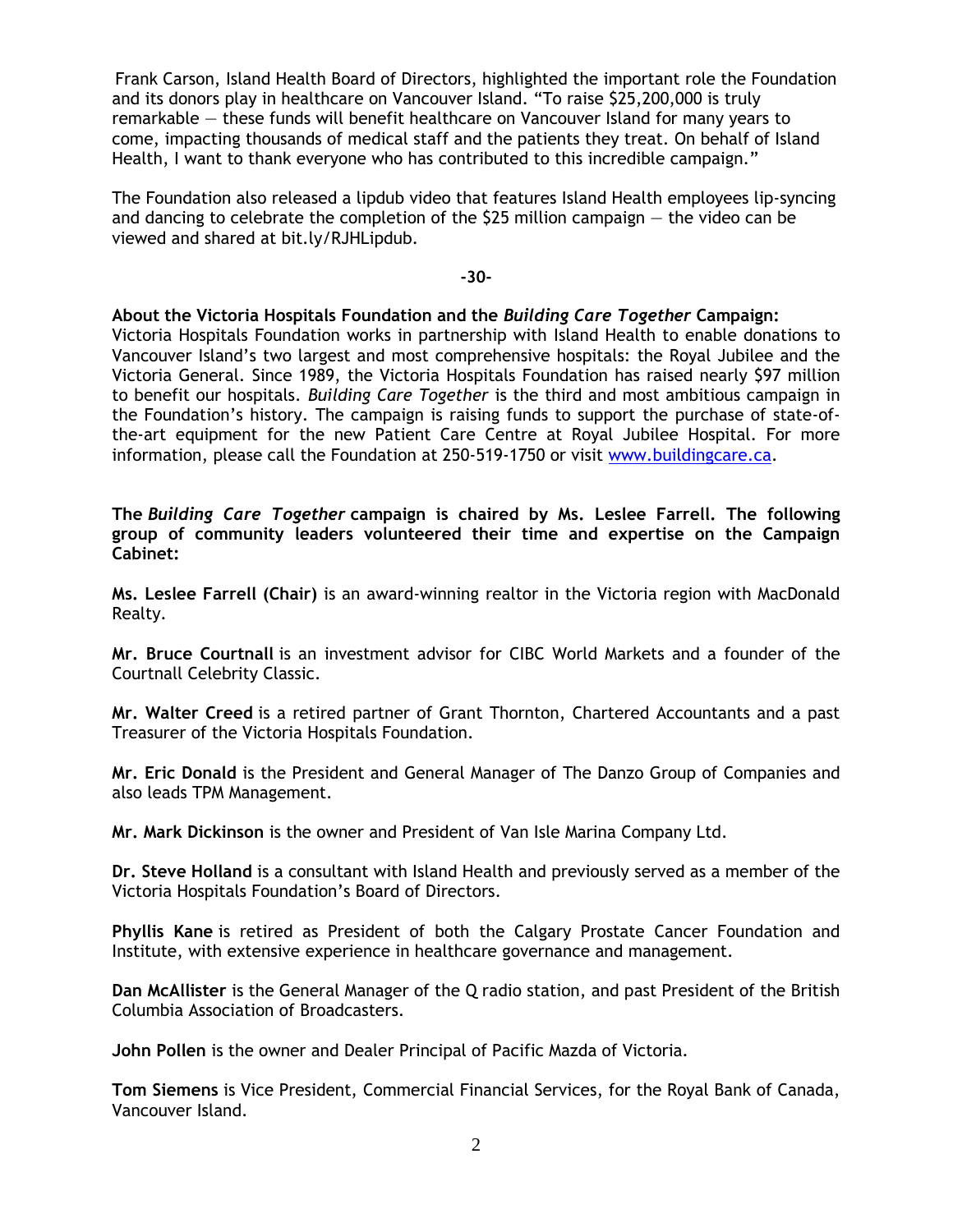Frank Carson, Island Health Board of Directors, highlighted the important role the Foundation and its donors play in healthcare on Vancouver Island. "To raise $25,200,000 is truly remarkable — these funds will benefit healthcare on Vancouver Island for many years to come, impacting thousands of medical staff and the patients they treat. On behalf of Island Health, I want to thank everyone who has contributed to this incredible campaign."

The Foundation also released a lipdub video that features Island Health employees lip-syncing and dancing to celebrate the completion of the $25 million campaign — the video can be viewed and shared at bit.ly/RJHLipdub.

**-30-**

**About the Victoria Hospitals Foundation and the *Building Care Together* Campaign:**
Victoria Hospitals Foundation works in partnership with Island Health to enable donations to Vancouver Island's two largest and most comprehensive hospitals: the Royal Jubilee and the Victoria General. Since 1989, the Victoria Hospitals Foundation has raised nearly $97 million to benefit our hospitals. *Building Care Together* is the third and most ambitious campaign in the Foundation's history. The campaign is raising funds to support the purchase of state-of-the-art equipment for the new Patient Care Centre at Royal Jubilee Hospital. For more information, please call the Foundation at 250-519-1750 or visit [www.buildingcare.ca](http://www.buildingcare.ca).

**The *Building Care Together* campaign is chaired by Ms. Leslee Farrell. The following group of community leaders volunteered their time and expertise on the Campaign Cabinet:**

**Ms. Leslee Farrell (Chair)** is an award-winning realtor in the Victoria region with MacDonald Realty.

**Mr. Bruce Courtnall** is an investment advisor for CIBC World Markets and a founder of the Courtnall Celebrity Classic.

**Mr. Walter Creed** is a retired partner of Grant Thornton, Chartered Accountants and a past Treasurer of the Victoria Hospitals Foundation.

**Mr. Eric Donald** is the President and General Manager of The Danzo Group of Companies and also leads TPM Management.

**Mr. Mark Dickinson** is the owner and President of Van Isle Marina Company Ltd.

**Dr. Steve Holland** is a consultant with Island Health and previously served as a member of the Victoria Hospitals Foundation's Board of Directors.

**Phyllis Kane** is retired as President of both the Calgary Prostate Cancer Foundation and Institute, with extensive experience in healthcare governance and management.

**Dan McAllister** is the General Manager of the Q radio station, and past President of the British Columbia Association of Broadcasters.

**John Pollen** is the owner and Dealer Principal of Pacific Mazda of Victoria.

**Tom Siemens** is Vice President, Commercial Financial Services, for the Royal Bank of Canada, Vancouver Island.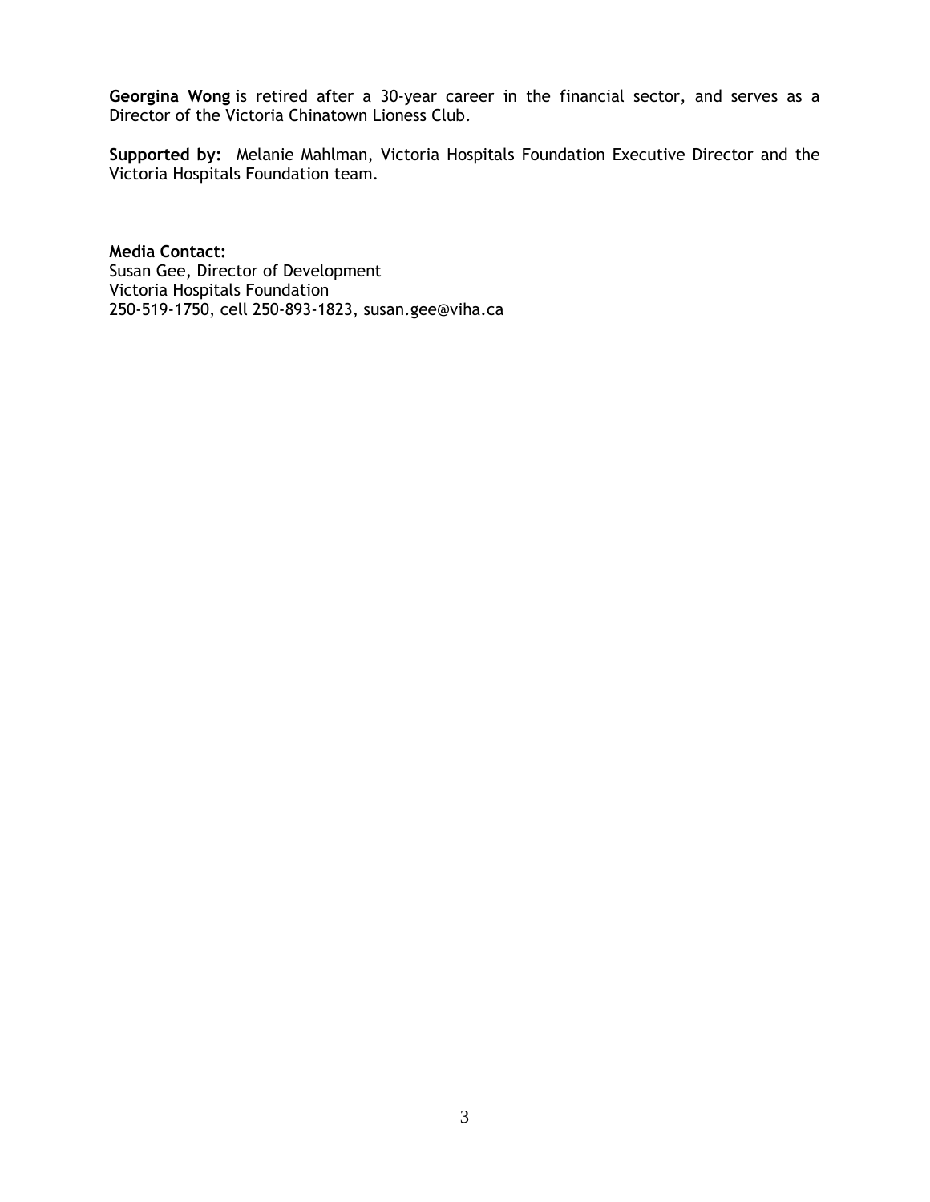**Georgina Wong** is retired after a 30-year career in the financial sector, and serves as a Director of the Victoria Chinatown Lioness Club.

**Supported by:** Melanie Mahlman, Victoria Hospitals Foundation Executive Director and the Victoria Hospitals Foundation team.

**Media Contact:**
Susan Gee, Director of Development
Victoria Hospitals Foundation
250-519-1750, cell 250-893-1823, susan.gee@viha.ca